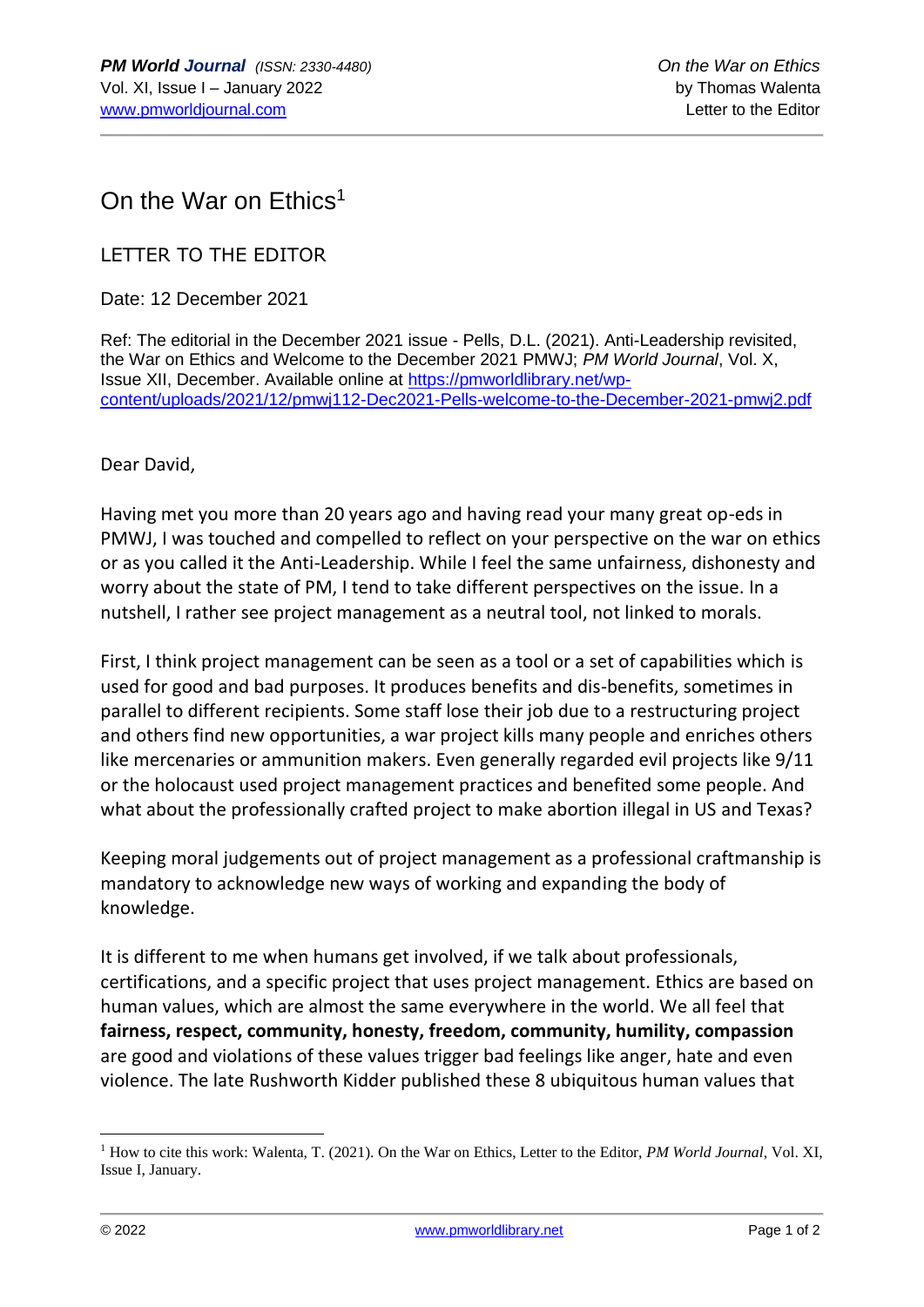# On the War on Ethics[1]

LETTER TO THE EDITOR

Date: 12 December 2021

Ref: The editorial in the December 2021 issue - Pells, D.L. (2021). Anti-Leadership revisited, the War on Ethics and Welcome to the December 2021 PMWJ; *PM World Journal*, Vol. X, Issue XII, December. Available online at https://pmworldlibrary.net/wp-content/uploads/2021/12/pmwj112-Dec2021-Pells-welcome-to-the-December-2021-pmwj2.pdf

Dear David,

Having met you more than 20 years ago and having read your many great op-eds in PMWJ, I was touched and compelled to reflect on your perspective on the war on ethics or as you called it the Anti-Leadership. While I feel the same unfairness, dishonesty and worry about the state of PM, I tend to take different perspectives on the issue. In a nutshell, I rather see project management as a neutral tool, not linked to morals.

First, I think project management can be seen as a tool or a set of capabilities which is used for good and bad purposes. It produces benefits and dis-benefits, sometimes in parallel to different recipients. Some staff lose their job due to a restructuring project and others find new opportunities, a war project kills many people and enriches others like mercenaries or ammunition makers. Even generally regarded evil projects like 9/11 or the holocaust used project management practices and benefited some people. And what about the professionally crafted project to make abortion illegal in US and Texas?

Keeping moral judgements out of project management as a professional craftmanship is mandatory to acknowledge new ways of working and expanding the body of knowledge.

It is different to me when humans get involved, if we talk about professionals, certifications, and a specific project that uses project management. Ethics are based on human values, which are almost the same everywhere in the world. We all feel that **fairness, respect, community, honesty, freedom, community, humility, compassion** are good and violations of these values trigger bad feelings like anger, hate and even violence. The late Rushworth Kidder published these 8 ubiquitous human values that

[1] How to cite this work: Walenta, T. (2021). On the War on Ethics, Letter to the Editor, *PM World Journal*, Vol. XI, Issue I, January.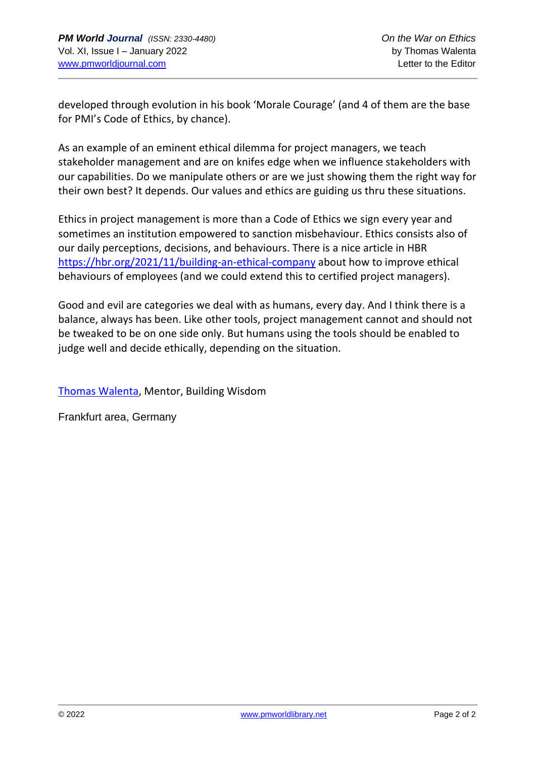developed through evolution in his book 'Morale Courage' (and 4 of them are the base for PMI's Code of Ethics, by chance).

As an example of an eminent ethical dilemma for project managers, we teach stakeholder management and are on knifes edge when we influence stakeholders with our capabilities. Do we manipulate others or are we just showing them the right way for their own best? It depends. Our values and ethics are guiding us thru these situations.

Ethics in project management is more than a Code of Ethics we sign every year and sometimes an institution empowered to sanction misbehaviour. Ethics consists also of our daily perceptions, decisions, and behaviours. There is a nice article in HBR https://hbr.org/2021/11/building-an-ethical-company about how to improve ethical behaviours of employees (and we could extend this to certified project managers).

Good and evil are categories we deal with as humans, every day. And I think there is a balance, always has been. Like other tools, project management cannot and should not be tweaked to be on one side only. But humans using the tools should be enabled to judge well and decide ethically, depending on the situation.

Thomas Walenta, Mentor, Building Wisdom

Frankfurt area, Germany